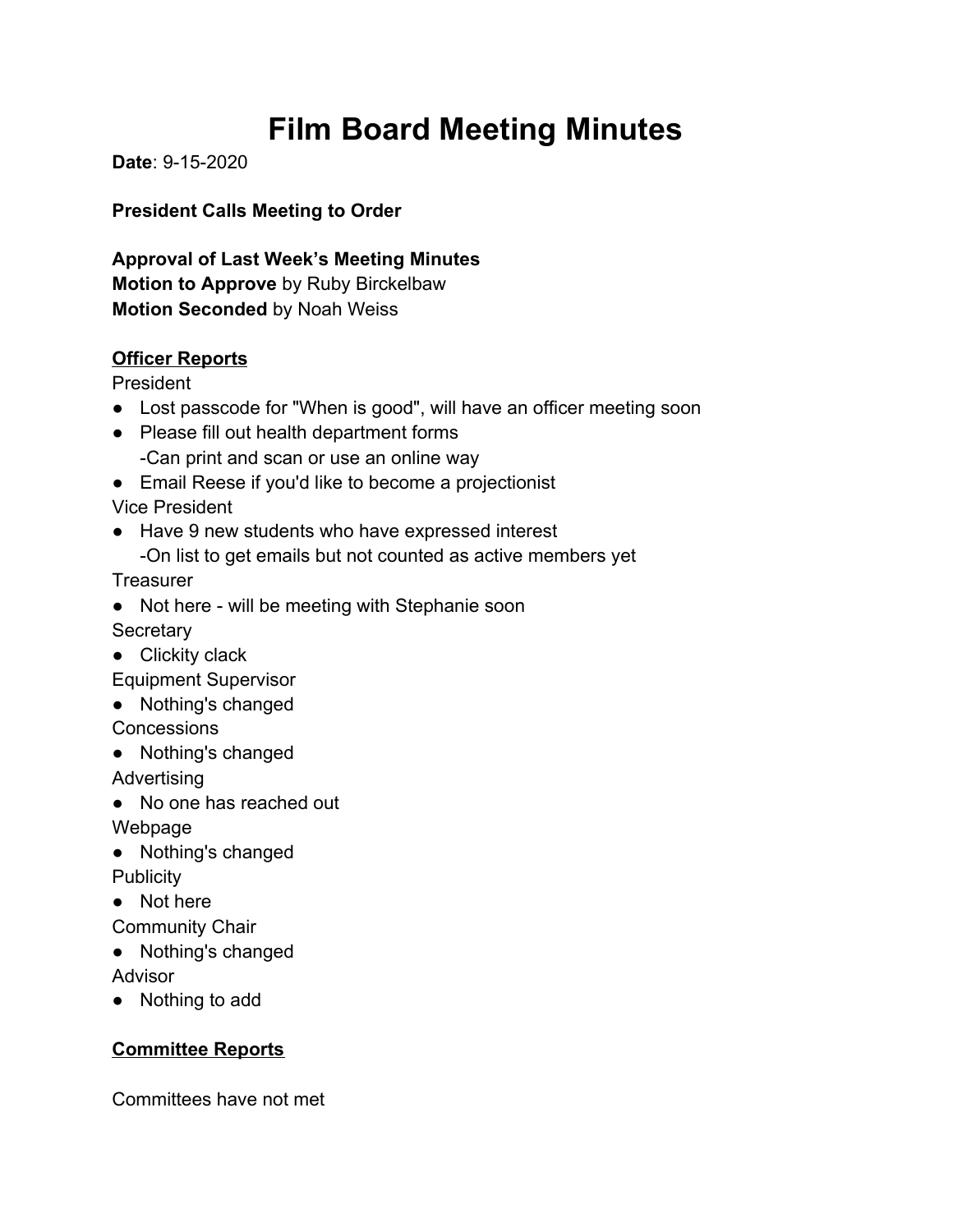# Film Board Meeting Minutes

**Date**: 9-15-2020

**President Calls Meeting to Order**

**Approval of Last Week's Meeting Minutes**
**Motion to Approve** by Ruby Birckelbaw
**Motion Seconded** by Noah Weiss

**<u>Officer Reports</u>**

President

- Lost passcode for "When is good", will have an officer meeting soon
- Please fill out health department forms
  -Can print and scan or use an online way
- Email Reese if you'd like to become a projectionist

Vice President

- Have 9 new students who have expressed interest
  -On list to get emails but not counted as active members yet

Treasurer

- Not here - will be meeting with Stephanie soon

Secretary

- Clickity clack

Equipment Supervisor

- Nothing's changed

Concessions

- Nothing's changed

Advertising

- No one has reached out

Webpage

- Nothing's changed

Publicity

- Not here

Community Chair

- Nothing's changed

Advisor

- Nothing to add

**<u>Committee Reports</u>**

Committees have not met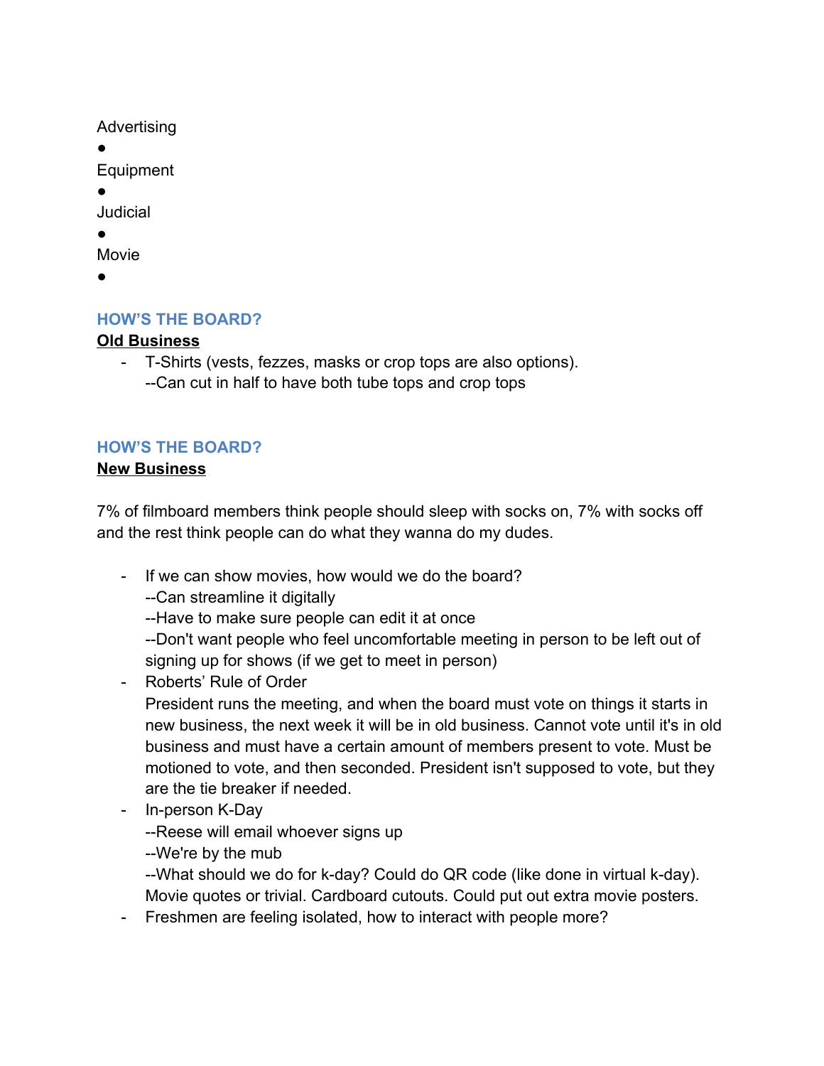Advertising

•

Equipment

•

Judicial

•

Movie

•

### HOW'S THE BOARD?

**Old Business**

- T-Shirts (vests, fezzes, masks or crop tops are also options).
  --Can cut in half to have both tube tops and crop tops

### HOW'S THE BOARD?

**New Business**

7% of filmboard members think people should sleep with socks on, 7% with socks off and the rest think people can do what they wanna do my dudes.

- If we can show movies, how would we do the board?
  --Can streamline it digitally
  --Have to make sure people can edit it at once
  --Don't want people who feel uncomfortable meeting in person to be left out of signing up for shows (if we get to meet in person)
- Roberts' Rule of Order
  President runs the meeting, and when the board must vote on things it starts in new business, the next week it will be in old business. Cannot vote until it's in old business and must have a certain amount of members present to vote. Must be motioned to vote, and then seconded. President isn't supposed to vote, but they are the tie breaker if needed.
- In-person K-Day
  --Reese will email whoever signs up
  --We're by the mub
  --What should we do for k-day? Could do QR code (like done in virtual k-day). Movie quotes or trivial. Cardboard cutouts. Could put out extra movie posters.
- Freshmen are feeling isolated, how to interact with people more?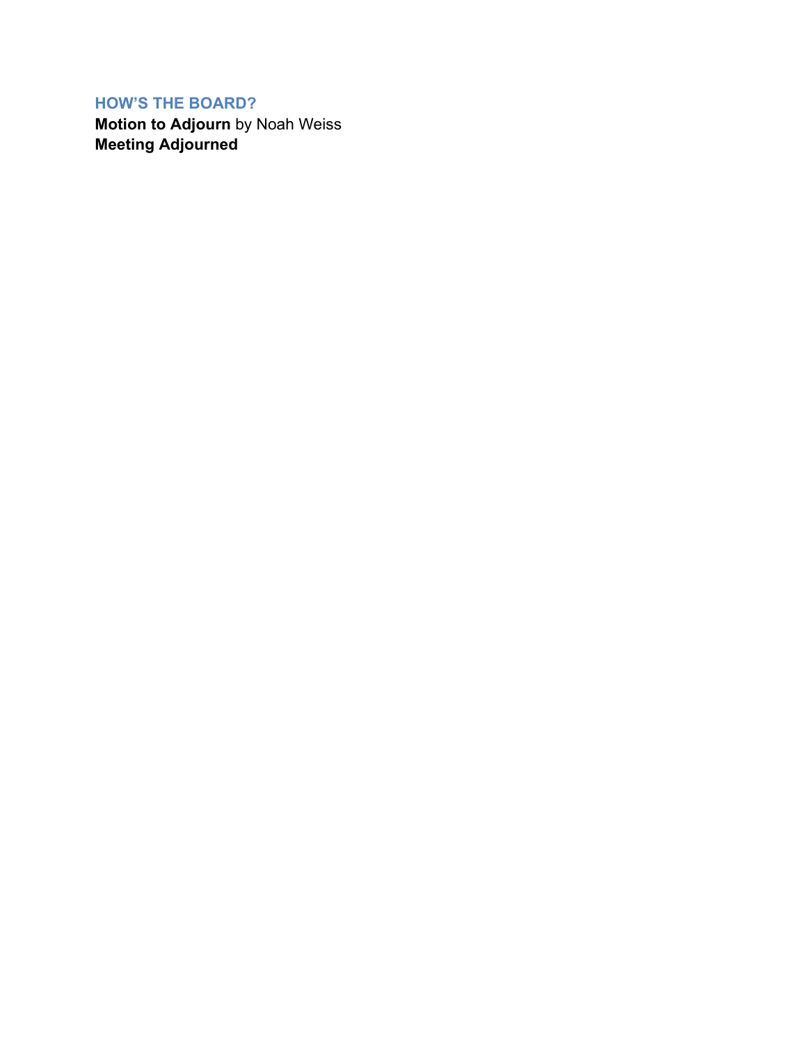### HOW'S THE BOARD?

**Motion to Adjourn** by Noah Weiss

**Meeting Adjourned**